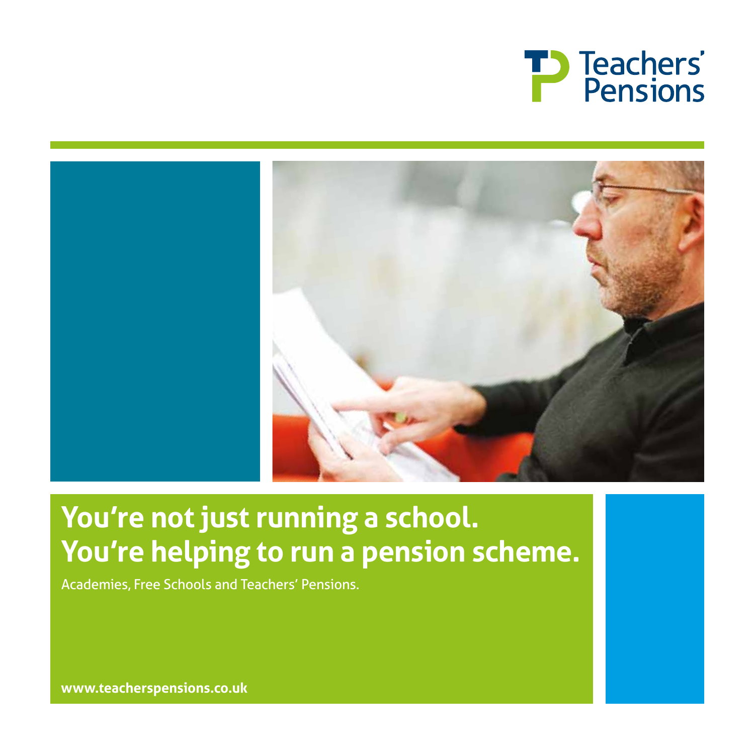Teachers' Pensions

# You're not just running a school. You're helping to run a pension scheme.

Academies, Free Schools and Teachers' Pensions.

**www.teacherspensions.co.uk**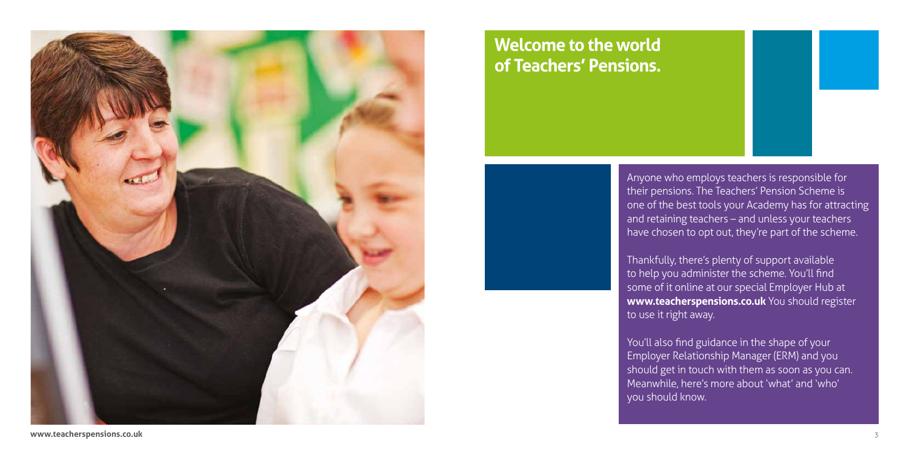# Welcome to the world of Teachers' Pensions.

Anyone who employs teachers is responsible for their pensions. The Teachers' Pension Scheme is one of the best tools your Academy has for attracting and retaining teachers – and unless your teachers have chosen to opt out, they're part of the scheme.

Thankfully, there's plenty of support available to help you administer the scheme. You'll find some of it online at our special Employer Hub at **www.teacherspensions.co.uk** You should register to use it right away.

You'll also find guidance in the shape of your Employer Relationship Manager (ERM) and you should get in touch with them as soon as you can. Meanwhile, here's more about 'what' and 'who' you should know.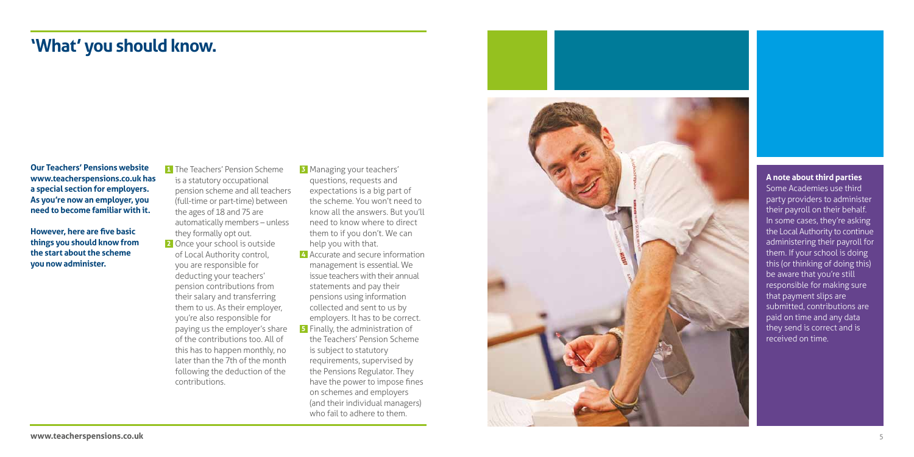# 'What' you should know.

**Our Teachers' Pensions website www.teacherspensions.co.uk has a special section for employers. As you're now an employer, you need to become familiar with it.**

**However, here are five basic things you should know from the start about the scheme you now administer.**

1. The Teachers' Pension Scheme is a statutory occupational pension scheme and all teachers (full-time or part-time) between the ages of 18 and 75 are automatically members – unless they formally opt out.
2. Once your school is outside of Local Authority control, you are responsible for deducting your teachers' pension contributions from their salary and transferring them to us. As their employer, you're also responsible for paying us the employer's share of the contributions too. All of this has to happen monthly, no later than the 7th of the month following the deduction of the contributions.
3. Managing your teachers' questions, requests and expectations is a big part of the scheme. You won't need to know all the answers. But you'll need to know where to direct them to if you don't. We can help you with that.
4. Accurate and secure information management is essential. We issue teachers with their annual statements and pay their pensions using information collected and sent to us by employers. It has to be correct.
5. Finally, the administration of the Teachers' Pension Scheme is subject to statutory requirements, supervised by the Pensions Regulator. They have the power to impose fines on schemes and employers (and their individual managers) who fail to adhere to them.

**A note about third parties**

Some Academies use third party providers to administer their payroll on their behalf. In some cases, they're asking the Local Authority to continue administering their payroll for them. If your school is doing this (or thinking of doing this) be aware that you're still responsible for making sure that payment slips are submitted, contributions are paid on time and any data they send is correct and is received on time.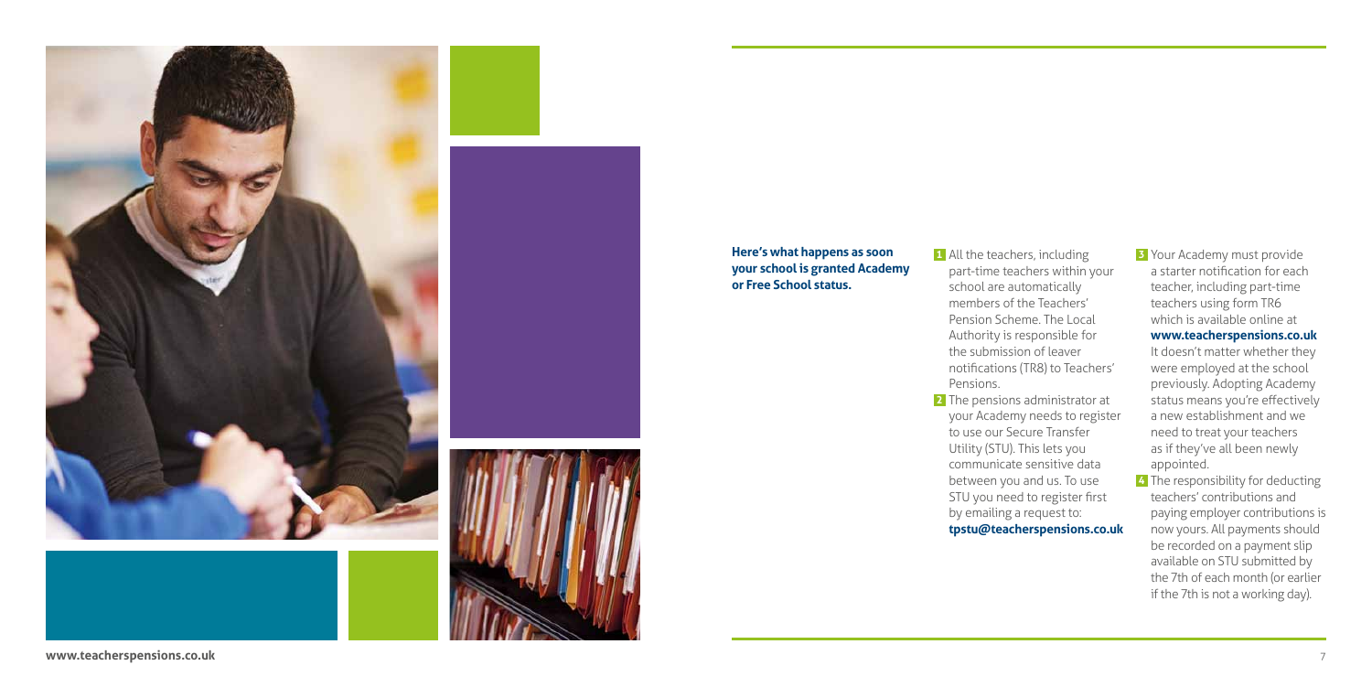**Here's what happens as soon your school is granted Academy or Free School status.**

1. All the teachers, including part-time teachers within your school are automatically members of the Teachers' Pension Scheme. The Local Authority is responsible for the submission of leaver notifications (TR8) to Teachers' Pensions.
2. The pensions administrator at your Academy needs to register to use our Secure Transfer Utility (STU). This lets you communicate sensitive data between you and us. To use STU you need to register first by emailing a request to: **tpstu@teacherspensions.co.uk**
3. Your Academy must provide a starter notification for each teacher, including part-time teachers using form TR6 which is available online at **www.teacherspensions.co.uk** It doesn't matter whether they were employed at the school previously. Adopting Academy status means you're effectively a new establishment and we need to treat your teachers as if they've all been newly appointed.
4. The responsibility for deducting teachers' contributions and paying employer contributions is now yours. All payments should be recorded on a payment slip available on STU submitted by the 7th of each month (or earlier if the 7th is not a working day).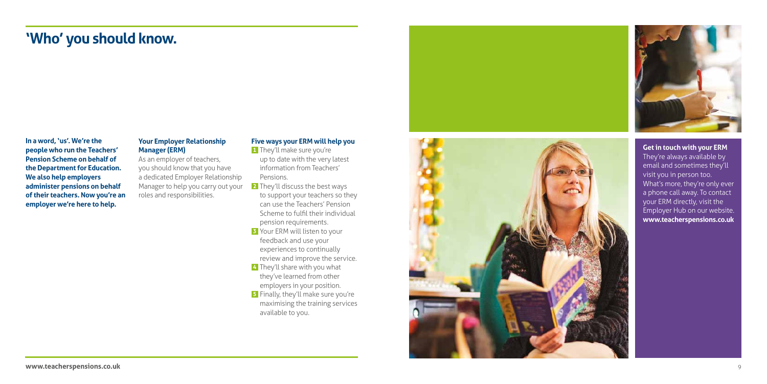# 'Who' you should know.

**In a word, 'us'. We're the people who run the Teachers' Pension Scheme on behalf of the Department for Education. We also help employers administer pensions on behalf of their teachers. Now you're an employer we're here to help.**

### Your Employer Relationship Manager (ERM)

As an employer of teachers, you should know that you have a dedicated Employer Relationship Manager to help you carry out your roles and responsibilities.

### Five ways your ERM will help you

1. They'll make sure you're up to date with the very latest information from Teachers' Pensions.
2. They'll discuss the best ways to support your teachers so they can use the Teachers' Pension Scheme to fulfil their individual pension requirements.
3. Your ERM will listen to your feedback and use your experiences to continually review and improve the service.
4. They'll share with you what they've learned from other employers in your position.
5. Finally, they'll make sure you're maximising the training services available to you.

**Get in touch with your ERM**

They're always available by email and sometimes they'll visit you in person too. What's more, they're only ever a phone call away. To contact your ERM directly, visit the Employer Hub on our website. **www.teacherspensions.co.uk**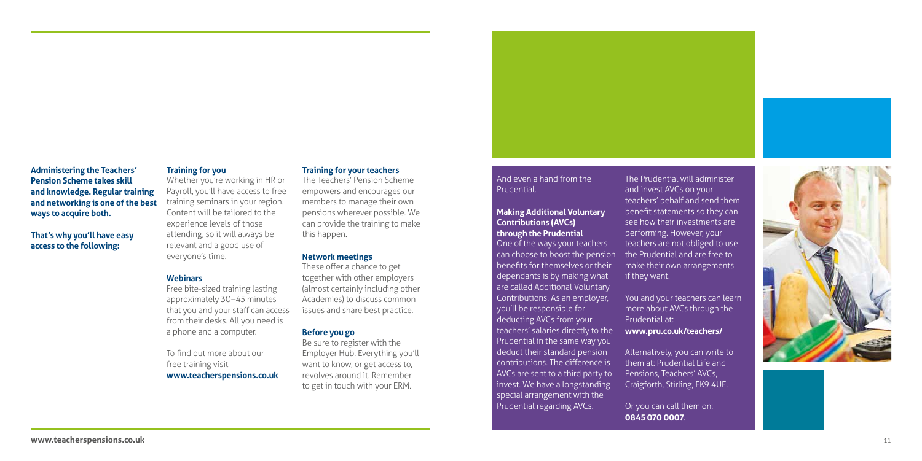**Administering the Teachers' Pension Scheme takes skill and knowledge. Regular training and networking is one of the best ways to acquire both.**

**That's why you'll have easy access to the following:**

### Training for you

Whether you're working in HR or Payroll, you'll have access to free training seminars in your region. Content will be tailored to the experience levels of those attending, so it will always be relevant and a good use of everyone's time.

### Webinars

Free bite-sized training lasting approximately 30–45 minutes that you and your staff can access from their desks. All you need is a phone and a computer.

To find out more about our free training visit **www.teacherspensions.co.uk**

### Training for your teachers

The Teachers' Pension Scheme empowers and encourages our members to manage their own pensions wherever possible. We can provide the training to make this happen.

### Network meetings

These offer a chance to get together with other employers (almost certainly including other Academies) to discuss common issues and share best practice.

### Before you go

Be sure to register with the Employer Hub. Everything you'll want to know, or get access to, revolves around it. Remember to get in touch with your ERM.

And even a hand from the Prudential.

### Making Additional Voluntary Contributions (AVCs) through the Prudential

One of the ways your teachers can choose to boost the pension benefits for themselves or their dependants is by making what are called Additional Voluntary Contributions. As an employer, you'll be responsible for deducting AVCs from your teachers' salaries directly to the Prudential in the same way you deduct their standard pension contributions. The difference is AVCs are sent to a third party to invest. We have a longstanding special arrangement with the Prudential regarding AVCs.

The Prudential will administer and invest AVCs on your teachers' behalf and send them benefit statements so they can see how their investments are performing. However, your teachers are not obliged to use the Prudential and are free to make their own arrangements if they want.

You and your teachers can learn more about AVCs through the Prudential at:
**www.pru.co.uk/teachers/**

Alternatively, you can write to them at: Prudential Life and Pensions, Teachers' AVCs, Craigforth, Stirling, FK9 4UE.

Or you can call them on:
**0845 070 0007**.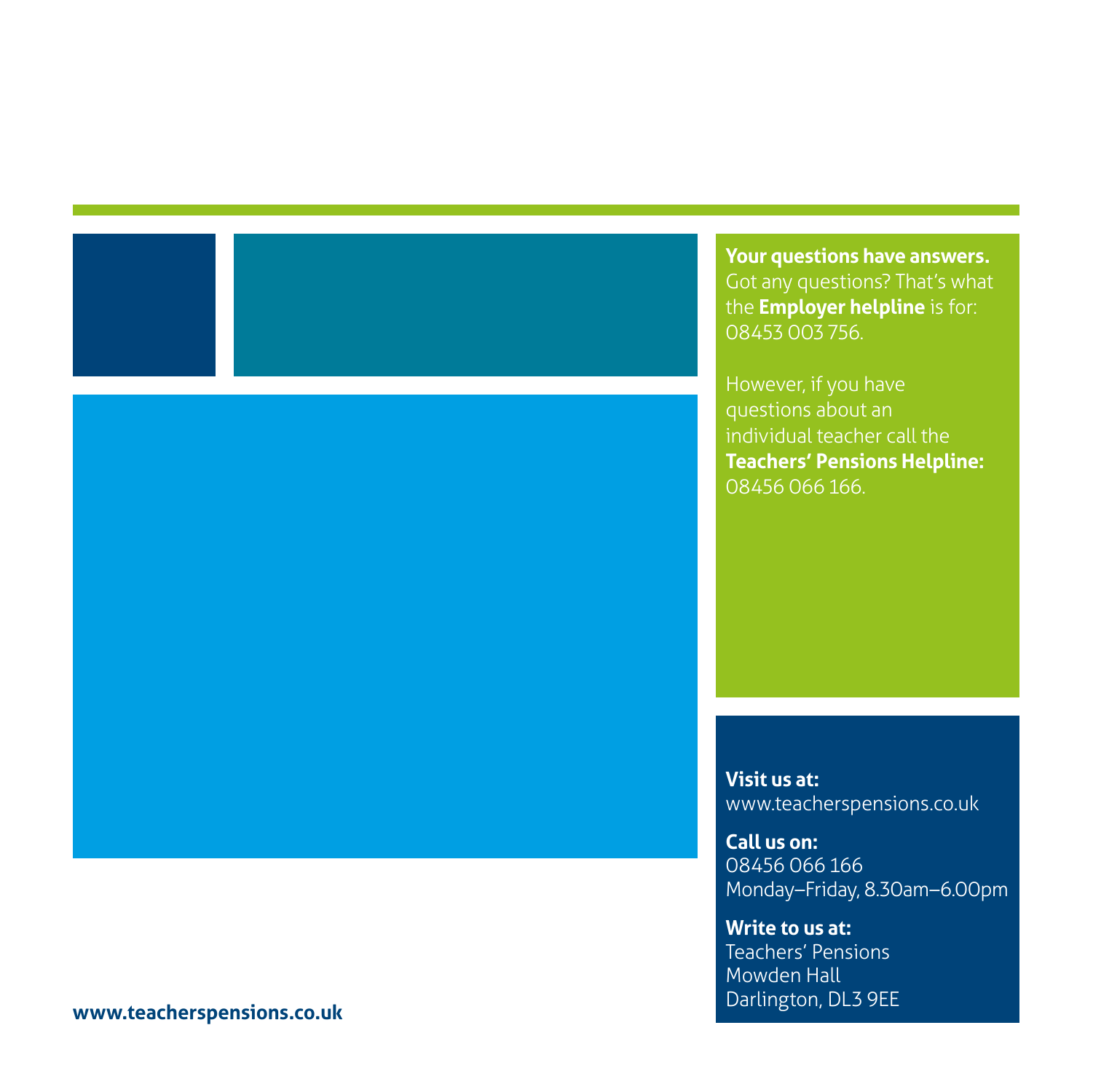**Your questions have answers.** Got any questions? That's what the **Employer helpline** is for: 08453 003 756.

However, if you have questions about an individual teacher call the **Teachers' Pensions Helpline:** 08456 066 166.

**Visit us at:**
www.teacherspensions.co.uk

**Call us on:**
08456 066 166
Monday–Friday, 8.30am–6.00pm

**Write to us at:**
Teachers' Pensions
Mowden Hall
Darlington, DL3 9EE

**www.teacherspensions.co.uk**